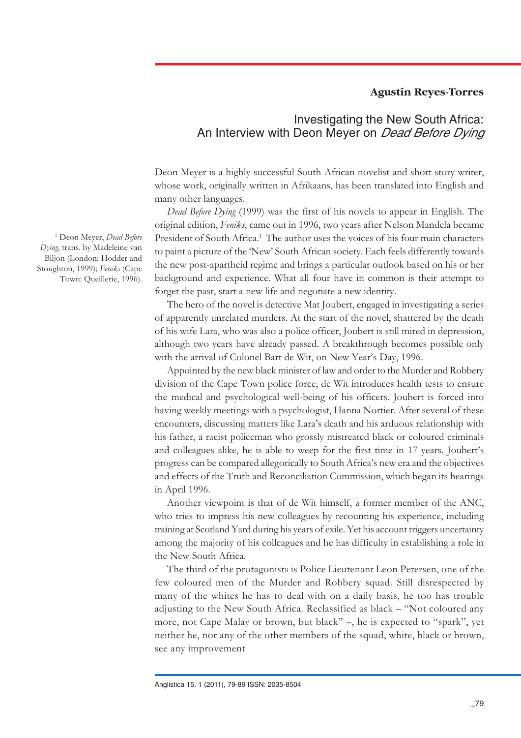**Agustín Reyes-Torres**

# Investigating the New South Africa: An Interview with Deon Meyer on *Dead Before Dying*

Deon Meyer is a highly successful South African novelist and short story writer, whose work, originally written in Afrikaans, has been translated into English and many other languages.

*Dead Before Dying* (1999) was the first of his novels to appear in English. The original edition, *Feniks*, came out in 1996, two years after Nelson Mandela became President of South Africa.[1] The author uses the voices of his four main characters to paint a picture of the 'New' South African society. Each feels differently towards the new post-apartheid regime and brings a particular outlook based on his or her background and experience. What all four have in common is their attempt to forget the past, start a new life and negotiate a new identity.

The hero of the novel is detective Mat Joubert, engaged in investigating a series of apparently unrelated murders. At the start of the novel, shattered by the death of his wife Lara, who was also a police officer, Joubert is still mired in depression, although two years have already passed. A breakthrough becomes possible only with the arrival of Colonel Bart de Wit, on New Year's Day, 1996.

Appointed by the new black minister of law and order to the Murder and Robbery division of the Cape Town police force, de Wit introduces health tests to ensure the medical and psychological well-being of his officers. Joubert is forced into having weekly meetings with a psychologist, Hanna Nortier. After several of these encounters, discussing matters like Lara's death and his arduous relationship with his father, a racist policeman who grossly mistreated black or coloured criminals and colleagues alike, he is able to weep for the first time in 17 years. Joubert's progress can be compared allegorically to South Africa's new era and the objectives and effects of the Truth and Reconciliation Commission, which began its hearings in April 1996.

Another viewpoint is that of de Wit himself, a former member of the ANC, who tries to impress his new colleagues by recounting his experience, including training at Scotland Yard during his years of exile. Yet his account triggers uncertainty among the majority of his colleagues and he has difficulty in establishing a role in the New South Africa.

The third of the protagonists is Police Lieutenant Leon Petersen, one of the few coloured men of the Murder and Robbery squad. Still disrespected by many of the whites he has to deal with on a daily basis, he too has trouble adjusting to the New South Africa. Reclassified as black – "Not coloured any more, not Cape Malay or brown, but black" –, he is expected to "spark", yet neither he, nor any of the other members of the squad, white, black or brown, see any improvement

[1] Deon Meyer, *Dead Before Dying*, trans. by Madeleine van Biljon (London: Hodder and Stoughton, 1999); *Feniks* (Cape Town: Queillerie, 1996).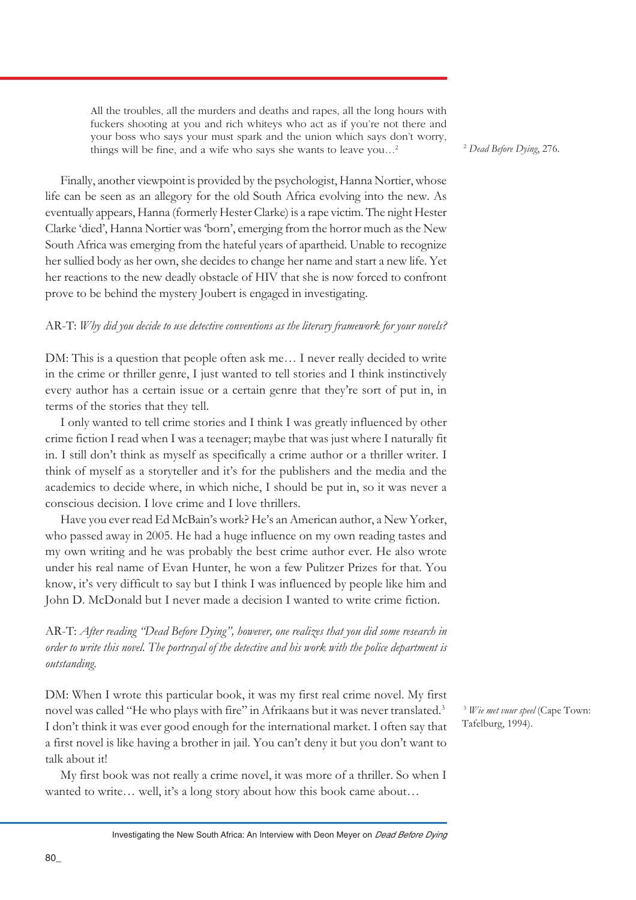> All the troubles, all the murders and deaths and rapes, all the long hours with fuckers shooting at you and rich whiteys who act as if you're not there and your boss who says your must spark and the union which says don't worry, things will be fine, and a wife who says she wants to leave you…[2]

[2] *Dead Before Dying*, 276.

Finally, another viewpoint is provided by the psychologist, Hanna Nortier, whose life can be seen as an allegory for the old South Africa evolving into the new. As eventually appears, Hanna (formerly Hester Clarke) is a rape victim. The night Hester Clarke 'died', Hanna Nortier was 'born', emerging from the horror much as the New South Africa was emerging from the hateful years of apartheid. Unable to recognize her sullied body as her own, she decides to change her name and start a new life. Yet her reactions to the new deadly obstacle of HIV that she is now forced to confront prove to be behind the mystery Joubert is engaged in investigating.

AR-T: *Why did you decide to use detective conventions as the literary framework for your novels?*

DM: This is a question that people often ask me… I never really decided to write in the crime or thriller genre, I just wanted to tell stories and I think instinctively every author has a certain issue or a certain genre that they're sort of put in, in terms of the stories that they tell.

I only wanted to tell crime stories and I think I was greatly influenced by other crime fiction I read when I was a teenager; maybe that was just where I naturally fit in. I still don't think as myself as specifically a crime author or a thriller writer. I think of myself as a storyteller and it's for the publishers and the media and the academics to decide where, in which niche, I should be put in, so it was never a conscious decision. I love crime and I love thrillers.

Have you ever read Ed McBain's work? He's an American author, a New Yorker, who passed away in 2005. He had a huge influence on my own reading tastes and my own writing and he was probably the best crime author ever. He also wrote under his real name of Evan Hunter, he won a few Pulitzer Prizes for that. You know, it's very difficult to say but I think I was influenced by people like him and John D. McDonald but I never made a decision I wanted to write crime fiction.

AR-T: *After reading "Dead Before Dying", however, one realizes that you did some research in order to write this novel. The portrayal of the detective and his work with the police department is outstanding.*

DM: When I wrote this particular book, it was my first real crime novel. My first novel was called "He who plays with fire" in Afrikaans but it was never translated.[3] I don't think it was ever good enough for the international market. I often say that a first novel is like having a brother in jail. You can't deny it but you don't want to talk about it!

[3] *Wie met vuur speel* (Cape Town: Tafelburg, 1994).

My first book was not really a crime novel, it was more of a thriller. So when I wanted to write… well, it's a long story about how this book came about…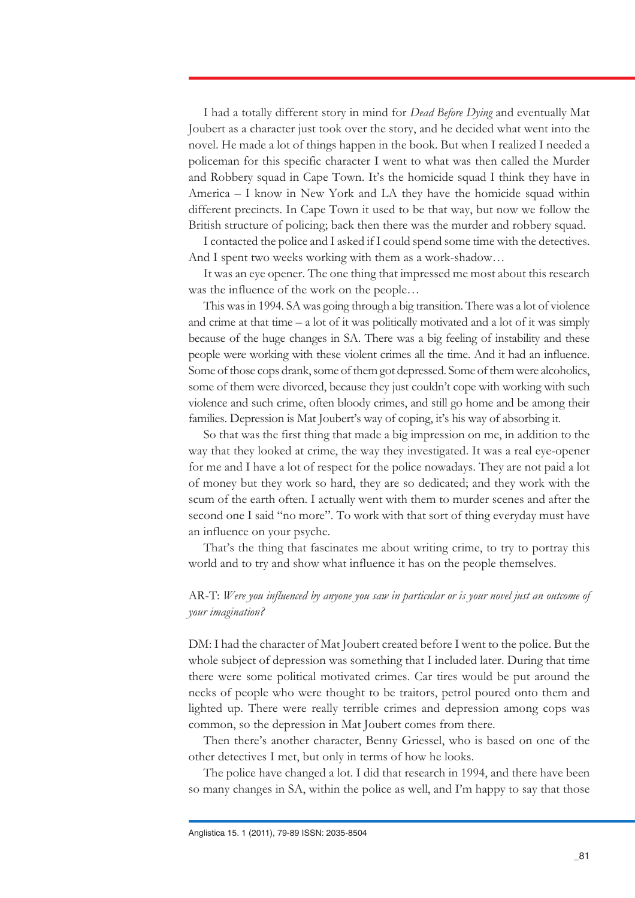I had a totally different story in mind for *Dead Before Dying* and eventually Mat Joubert as a character just took over the story, and he decided what went into the novel. He made a lot of things happen in the book. But when I realized I needed a policeman for this specific character I went to what was then called the Murder and Robbery squad in Cape Town. It's the homicide squad I think they have in America – I know in New York and LA they have the homicide squad within different precincts. In Cape Town it used to be that way, but now we follow the British structure of policing; back then there was the murder and robbery squad.

I contacted the police and I asked if I could spend some time with the detectives. And I spent two weeks working with them as a work-shadow…

It was an eye opener. The one thing that impressed me most about this research was the influence of the work on the people…

This was in 1994. SA was going through a big transition. There was a lot of violence and crime at that time – a lot of it was politically motivated and a lot of it was simply because of the huge changes in SA. There was a big feeling of instability and these people were working with these violent crimes all the time. And it had an influence. Some of those cops drank, some of them got depressed. Some of them were alcoholics, some of them were divorced, because they just couldn't cope with working with such violence and such crime, often bloody crimes, and still go home and be among their families. Depression is Mat Joubert's way of coping, it's his way of absorbing it.

So that was the first thing that made a big impression on me, in addition to the way that they looked at crime, the way they investigated. It was a real eye-opener for me and I have a lot of respect for the police nowadays. They are not paid a lot of money but they work so hard, they are so dedicated; and they work with the scum of the earth often. I actually went with them to murder scenes and after the second one I said "no more". To work with that sort of thing everyday must have an influence on your psyche.

That's the thing that fascinates me about writing crime, to try to portray this world and to try and show what influence it has on the people themselves.

AR-T: *Were you influenced by anyone you saw in particular or is your novel just an outcome of your imagination?*

DM: I had the character of Mat Joubert created before I went to the police. But the whole subject of depression was something that I included later. During that time there were some political motivated crimes. Car tires would be put around the necks of people who were thought to be traitors, petrol poured onto them and lighted up. There were really terrible crimes and depression among cops was common, so the depression in Mat Joubert comes from there.

Then there's another character, Benny Griessel, who is based on one of the other detectives I met, but only in terms of how he looks.

The police have changed a lot. I did that research in 1994, and there have been so many changes in SA, within the police as well, and I'm happy to say that those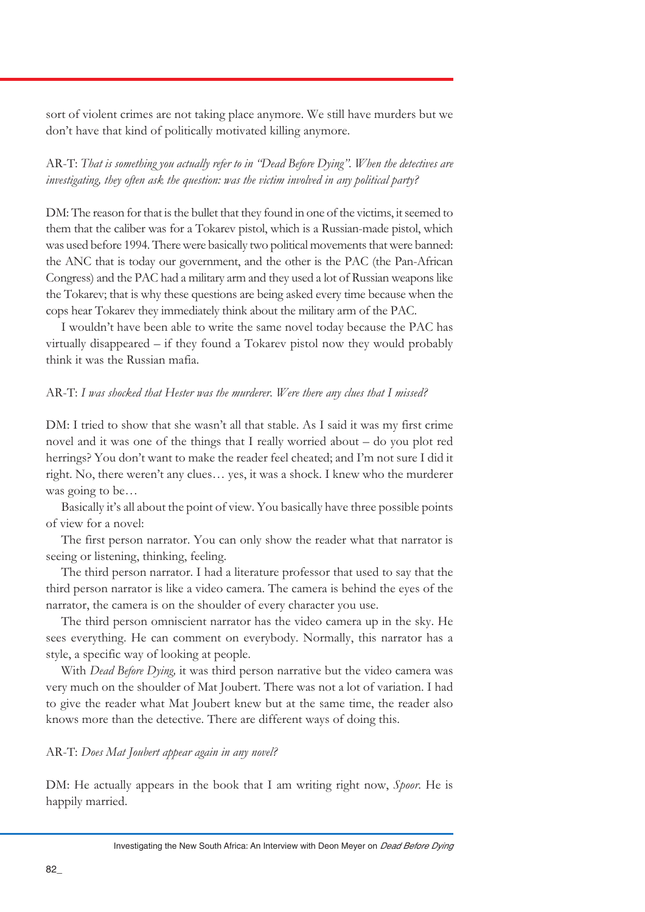sort of violent crimes are not taking place anymore. We still have murders but we don't have that kind of politically motivated killing anymore.

AR-T: *That is something you actually refer to in "Dead Before Dying". When the detectives are investigating, they often ask the question: was the victim involved in any political party?*

DM: The reason for that is the bullet that they found in one of the victims, it seemed to them that the caliber was for a Tokarev pistol, which is a Russian-made pistol, which was used before 1994. There were basically two political movements that were banned: the ANC that is today our government, and the other is the PAC (the Pan-African Congress) and the PAC had a military arm and they used a lot of Russian weapons like the Tokarev; that is why these questions are being asked every time because when the cops hear Tokarev they immediately think about the military arm of the PAC.

I wouldn't have been able to write the same novel today because the PAC has virtually disappeared – if they found a Tokarev pistol now they would probably think it was the Russian mafia.

AR-T: *I was shocked that Hester was the murderer. Were there any clues that I missed?*

DM: I tried to show that she wasn't all that stable. As I said it was my first crime novel and it was one of the things that I really worried about – do you plot red herrings? You don't want to make the reader feel cheated; and I'm not sure I did it right. No, there weren't any clues… yes, it was a shock. I knew who the murderer was going to be…

Basically it's all about the point of view. You basically have three possible points of view for a novel:

The first person narrator. You can only show the reader what that narrator is seeing or listening, thinking, feeling.

The third person narrator. I had a literature professor that used to say that the third person narrator is like a video camera. The camera is behind the eyes of the narrator, the camera is on the shoulder of every character you use.

The third person omniscient narrator has the video camera up in the sky. He sees everything. He can comment on everybody. Normally, this narrator has a style, a specific way of looking at people.

With *Dead Before Dying,* it was third person narrative but the video camera was very much on the shoulder of Mat Joubert. There was not a lot of variation. I had to give the reader what Mat Joubert knew but at the same time, the reader also knows more than the detective. There are different ways of doing this.

AR-T: *Does Mat Joubert appear again in any novel?*

DM: He actually appears in the book that I am writing right now, *Spoor.* He is happily married.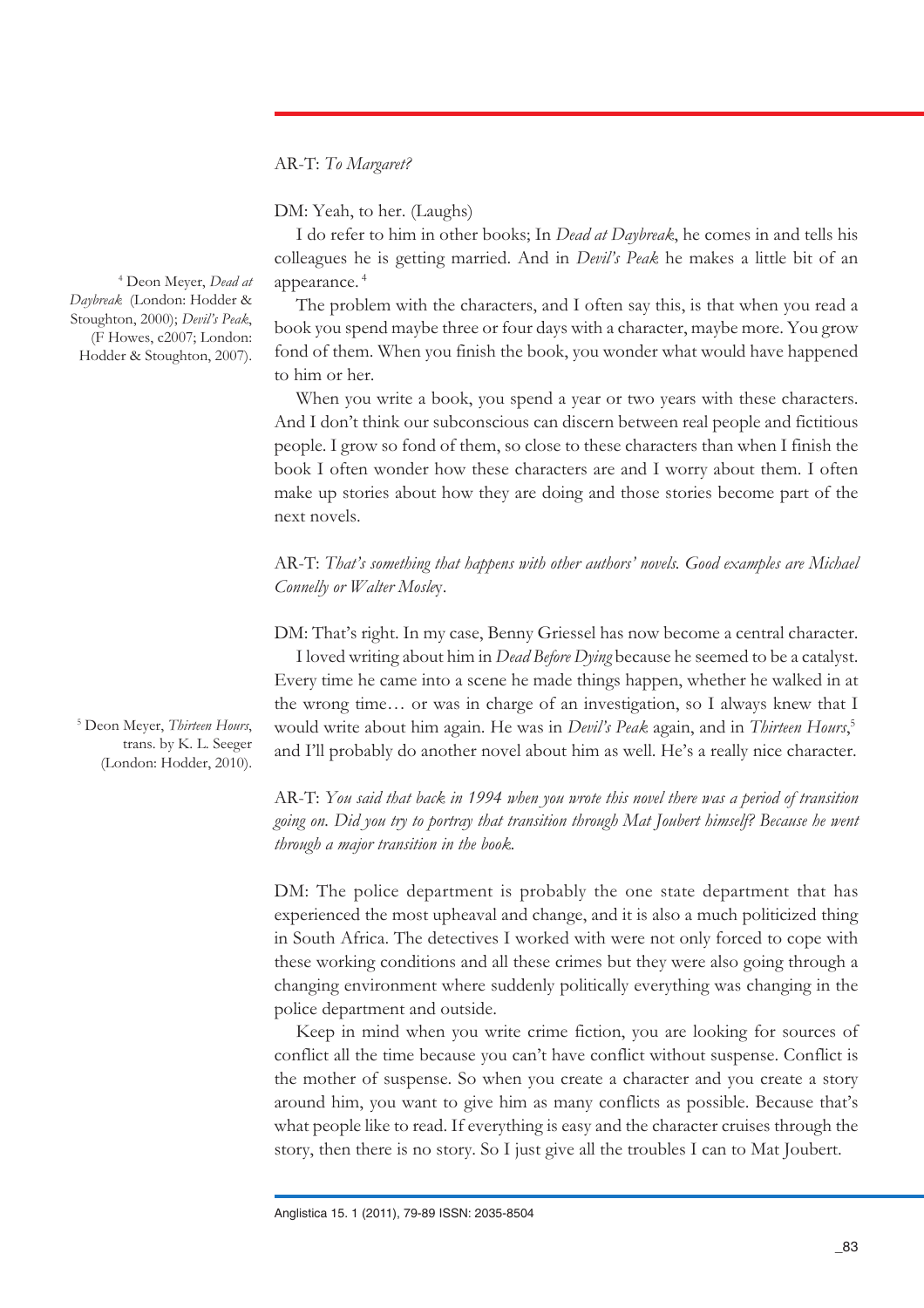AR-T: *To Margaret?*

DM: Yeah, to her. (Laughs)

I do refer to him in other books; In *Dead at Daybreak*, he comes in and tells his colleagues he is getting married. And in *Devil's Peak* he makes a little bit of an appearance. [4]

The problem with the characters, and I often say this, is that when you read a book you spend maybe three or four days with a character, maybe more. You grow fond of them. When you finish the book, you wonder what would have happened to him or her.

When you write a book, you spend a year or two years with these characters. And I don't think our subconscious can discern between real people and fictitious people. I grow so fond of them, so close to these characters than when I finish the book I often wonder how these characters are and I worry about them. I often make up stories about how they are doing and those stories become part of the next novels.

AR-T: *That's something that happens with other authors' novels. Good examples are Michael Connelly or Walter Mosley*.

DM: That's right. In my case, Benny Griessel has now become a central character.

I loved writing about him in *Dead Before Dying* because he seemed to be a catalyst. Every time he came into a scene he made things happen, whether he walked in at the wrong time… or was in charge of an investigation, so I always knew that I would write about him again. He was in *Devil's Peak* again, and in *Thirteen Hours*,[5] and I'll probably do another novel about him as well. He's a really nice character.

AR-T: *You said that back in 1994 when you wrote this novel there was a period of transition going on. Did you try to portray that transition through Mat Joubert himself? Because he went through a major transition in the book.*

DM: The police department is probably the one state department that has experienced the most upheaval and change, and it is also a much politicized thing in South Africa. The detectives I worked with were not only forced to cope with these working conditions and all these crimes but they were also going through a changing environment where suddenly politically everything was changing in the police department and outside.

Keep in mind when you write crime fiction, you are looking for sources of conflict all the time because you can't have conflict without suspense. Conflict is the mother of suspense. So when you create a character and you create a story around him, you want to give him as many conflicts as possible. Because that's what people like to read. If everything is easy and the character cruises through the story, then there is no story. So I just give all the troubles I can to Mat Joubert.

---

[4] Deon Meyer, *Dead at Daybreak* (London: Hodder & Stoughton, 2000); *Devil's Peak*, (F Howes, c2007; London: Hodder & Stoughton, 2007).

[5] Deon Meyer, *Thirteen Hours*, trans. by K. L. Seeger (London: Hodder, 2010).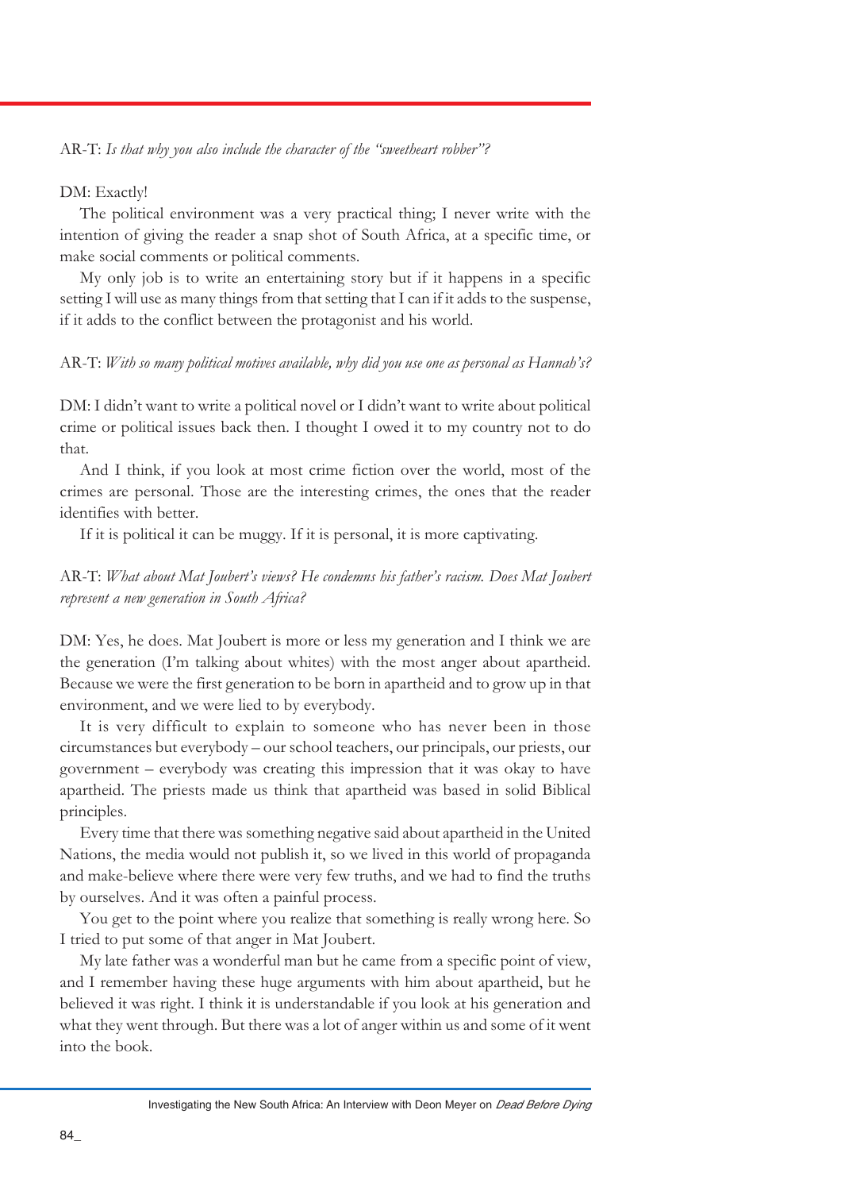AR-T: *Is that why you also include the character of the "sweetheart robber"?*

DM: Exactly!

The political environment was a very practical thing; I never write with the intention of giving the reader a snap shot of South Africa, at a specific time, or make social comments or political comments.

My only job is to write an entertaining story but if it happens in a specific setting I will use as many things from that setting that I can if it adds to the suspense, if it adds to the conflict between the protagonist and his world.

AR-T: *With so many political motives available, why did you use one as personal as Hannah's?*

DM: I didn't want to write a political novel or I didn't want to write about political crime or political issues back then. I thought I owed it to my country not to do that.

And I think, if you look at most crime fiction over the world, most of the crimes are personal. Those are the interesting crimes, the ones that the reader identifies with better.

If it is political it can be muggy. If it is personal, it is more captivating.

AR-T: *What about Mat Joubert's views? He condemns his father's racism. Does Mat Joubert represent a new generation in South Africa?*

DM: Yes, he does. Mat Joubert is more or less my generation and I think we are the generation (I'm talking about whites) with the most anger about apartheid. Because we were the first generation to be born in apartheid and to grow up in that environment, and we were lied to by everybody.

It is very difficult to explain to someone who has never been in those circumstances but everybody – our school teachers, our principals, our priests, our government – everybody was creating this impression that it was okay to have apartheid. The priests made us think that apartheid was based in solid Biblical principles.

Every time that there was something negative said about apartheid in the United Nations, the media would not publish it, so we lived in this world of propaganda and make-believe where there were very few truths, and we had to find the truths by ourselves. And it was often a painful process.

You get to the point where you realize that something is really wrong here. So I tried to put some of that anger in Mat Joubert.

My late father was a wonderful man but he came from a specific point of view, and I remember having these huge arguments with him about apartheid, but he believed it was right. I think it is understandable if you look at his generation and what they went through. But there was a lot of anger within us and some of it went into the book.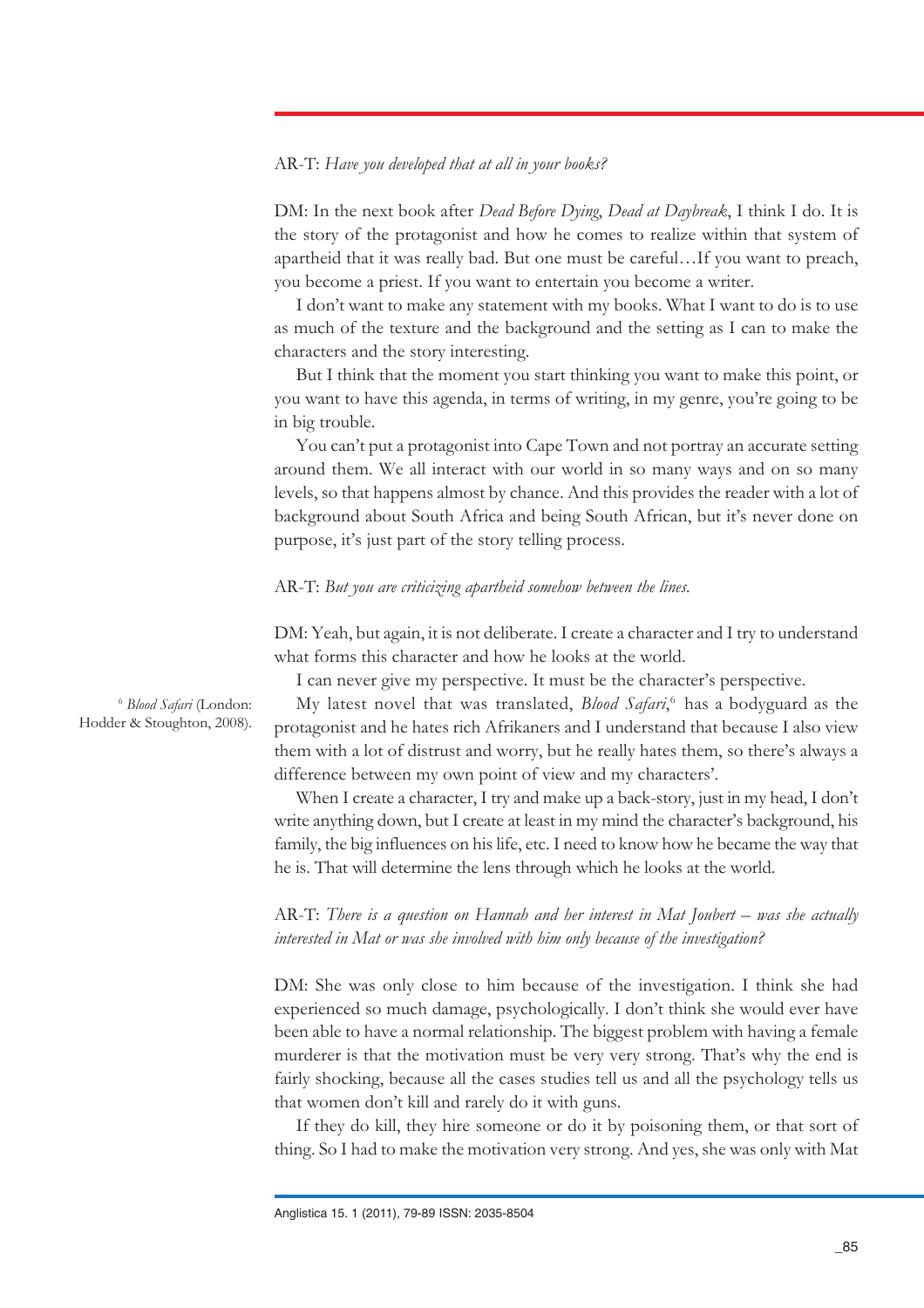AR-T: *Have you developed that at all in your books?*

DM: In the next book after *Dead Before Dying, Dead at Daybreak*, I think I do. It is the story of the protagonist and how he comes to realize within that system of apartheid that it was really bad. But one must be careful…If you want to preach, you become a priest. If you want to entertain you become a writer.

I don't want to make any statement with my books. What I want to do is to use as much of the texture and the background and the setting as I can to make the characters and the story interesting.

But I think that the moment you start thinking you want to make this point, or you want to have this agenda, in terms of writing, in my genre, you're going to be in big trouble.

You can't put a protagonist into Cape Town and not portray an accurate setting around them. We all interact with our world in so many ways and on so many levels, so that happens almost by chance. And this provides the reader with a lot of background about South Africa and being South African, but it's never done on purpose, it's just part of the story telling process.

AR-T: *But you are criticizing apartheid somehow between the lines.*

DM: Yeah, but again, it is not deliberate. I create a character and I try to understand what forms this character and how he looks at the world.

I can never give my perspective. It must be the character's perspective.

My latest novel that was translated, *Blood Safari*,[6] has a bodyguard as the protagonist and he hates rich Afrikaners and I understand that because I also view them with a lot of distrust and worry, but he really hates them, so there's always a difference between my own point of view and my characters'.

When I create a character, I try and make up a back-story, just in my head, I don't write anything down, but I create at least in my mind the character's background, his family, the big influences on his life, etc. I need to know how he became the way that he is. That will determine the lens through which he looks at the world.

AR-T: *There is a question on Hannah and her interest in Mat Joubert – was she actually interested in Mat or was she involved with him only because of the investigation?*

DM: She was only close to him because of the investigation. I think she had experienced so much damage, psychologically. I don't think she would ever have been able to have a normal relationship. The biggest problem with having a female murderer is that the motivation must be very very strong. That's why the end is fairly shocking, because all the cases studies tell us and all the psychology tells us that women don't kill and rarely do it with guns.

If they do kill, they hire someone or do it by poisoning them, or that sort of thing. So I had to make the motivation very strong. And yes, she was only with Mat

[6] *Blood Safari* (London: Hodder & Stoughton, 2008).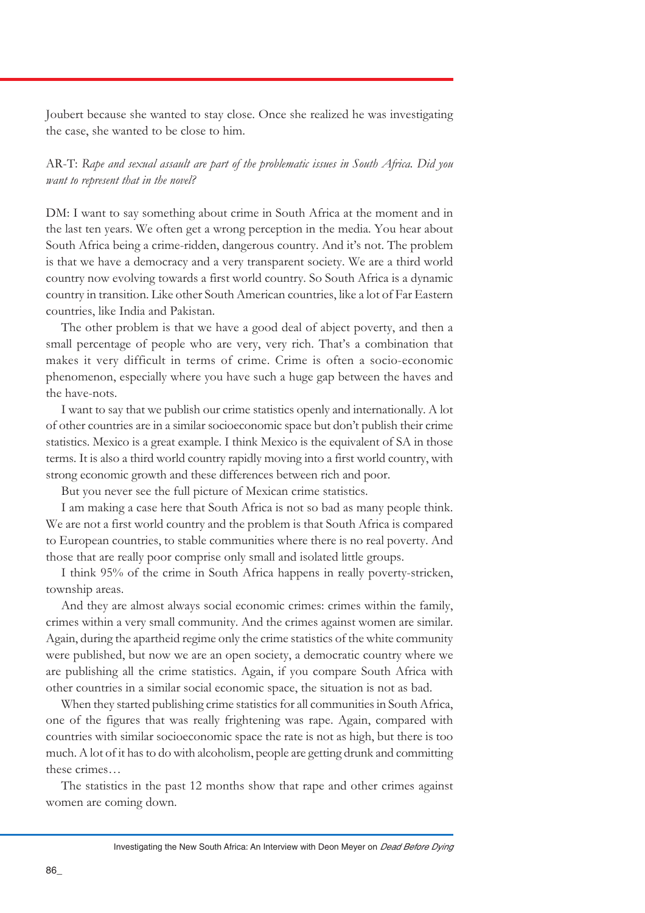Joubert because she wanted to stay close. Once she realized he was investigating the case, she wanted to be close to him.

AR-T: *Rape and sexual assault are part of the problematic issues in South Africa. Did you want to represent that in the novel?*

DM: I want to say something about crime in South Africa at the moment and in the last ten years. We often get a wrong perception in the media. You hear about South Africa being a crime-ridden, dangerous country. And it's not. The problem is that we have a democracy and a very transparent society. We are a third world country now evolving towards a first world country. So South Africa is a dynamic country in transition. Like other South American countries, like a lot of Far Eastern countries, like India and Pakistan.

The other problem is that we have a good deal of abject poverty, and then a small percentage of people who are very, very rich. That's a combination that makes it very difficult in terms of crime. Crime is often a socio-economic phenomenon, especially where you have such a huge gap between the haves and the have-nots.

I want to say that we publish our crime statistics openly and internationally. A lot of other countries are in a similar socioeconomic space but don't publish their crime statistics. Mexico is a great example. I think Mexico is the equivalent of SA in those terms. It is also a third world country rapidly moving into a first world country, with strong economic growth and these differences between rich and poor.

But you never see the full picture of Mexican crime statistics.

I am making a case here that South Africa is not so bad as many people think. We are not a first world country and the problem is that South Africa is compared to European countries, to stable communities where there is no real poverty. And those that are really poor comprise only small and isolated little groups.

I think 95% of the crime in South Africa happens in really poverty-stricken, township areas.

And they are almost always social economic crimes: crimes within the family, crimes within a very small community. And the crimes against women are similar. Again, during the apartheid regime only the crime statistics of the white community were published, but now we are an open society, a democratic country where we are publishing all the crime statistics. Again, if you compare South Africa with other countries in a similar social economic space, the situation is not as bad.

When they started publishing crime statistics for all communities in South Africa, one of the figures that was really frightening was rape. Again, compared with countries with similar socioeconomic space the rate is not as high, but there is too much. A lot of it has to do with alcoholism, people are getting drunk and committing these crimes…

The statistics in the past 12 months show that rape and other crimes against women are coming down.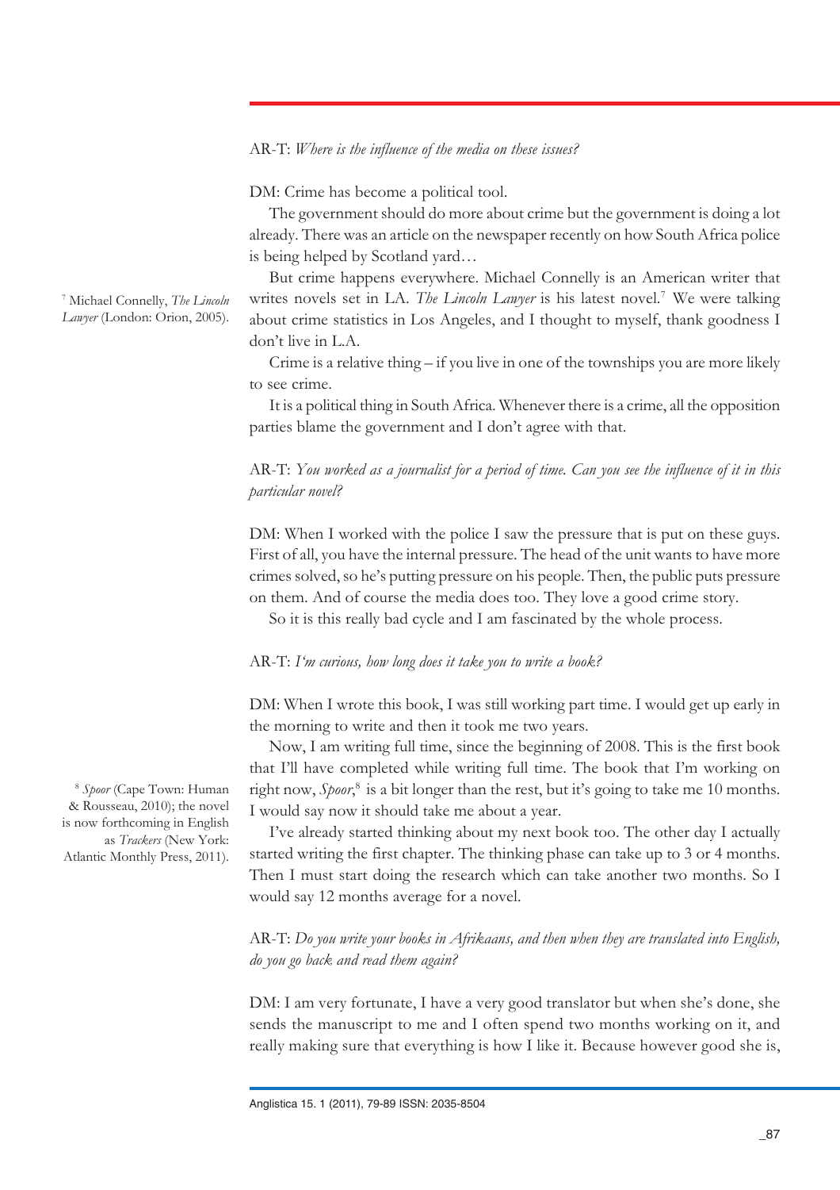AR-T: *Where is the influence of the media on these issues?*

DM: Crime has become a political tool.

The government should do more about crime but the government is doing a lot already. There was an article on the newspaper recently on how South Africa police is being helped by Scotland yard…

But crime happens everywhere. Michael Connelly is an American writer that writes novels set in LA. *The Lincoln Lawyer* is his latest novel.[7] We were talking about crime statistics in Los Angeles, and I thought to myself, thank goodness I don't live in L.A.

Crime is a relative thing – if you live in one of the townships you are more likely to see crime.

It is a political thing in South Africa. Whenever there is a crime, all the opposition parties blame the government and I don't agree with that.

AR-T: *You worked as a journalist for a period of time. Can you see the influence of it in this particular novel?*

DM: When I worked with the police I saw the pressure that is put on these guys. First of all, you have the internal pressure. The head of the unit wants to have more crimes solved, so he's putting pressure on his people. Then, the public puts pressure on them. And of course the media does too. They love a good crime story.

So it is this really bad cycle and I am fascinated by the whole process.

AR-T: *I'm curious, how long does it take you to write a book?*

DM: When I wrote this book, I was still working part time. I would get up early in the morning to write and then it took me two years.

Now, I am writing full time, since the beginning of 2008. This is the first book that I'll have completed while writing full time. The book that I'm working on right now, *Spoor*,[8] is a bit longer than the rest, but it's going to take me 10 months. I would say now it should take me about a year.

I've already started thinking about my next book too. The other day I actually started writing the first chapter. The thinking phase can take up to 3 or 4 months. Then I must start doing the research which can take another two months. So I would say 12 months average for a novel.

AR-T: *Do you write your books in Afrikaans, and then when they are translated into English, do you go back and read them again?*

DM: I am very fortunate, I have a very good translator but when she's done, she sends the manuscript to me and I often spend two months working on it, and really making sure that everything is how I like it. Because however good she is,

[7] Michael Connelly, *The Lincoln Lawyer* (London: Orion, 2005).

[8] *Spoor* (Cape Town: Human & Rousseau, 2010); the novel is now forthcoming in English as *Trackers* (New York: Atlantic Monthly Press, 2011).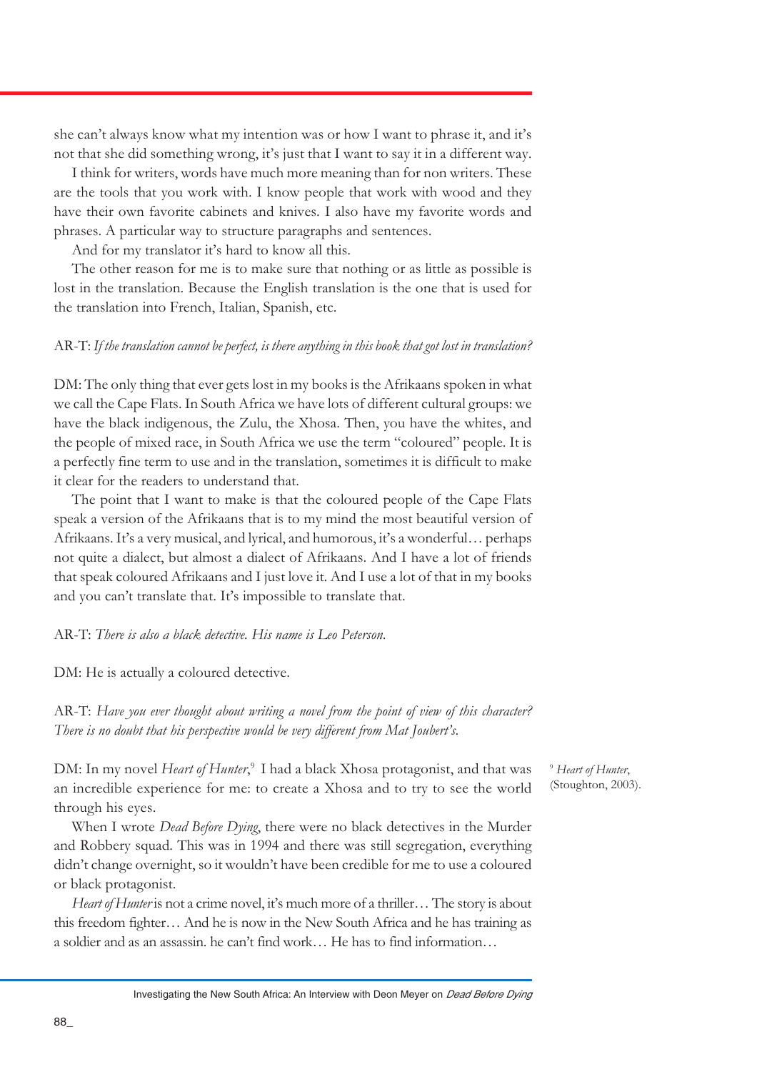she can't always know what my intention was or how I want to phrase it, and it's not that she did something wrong, it's just that I want to say it in a different way.

I think for writers, words have much more meaning than for non writers. These are the tools that you work with. I know people that work with wood and they have their own favorite cabinets and knives. I also have my favorite words and phrases. A particular way to structure paragraphs and sentences.

And for my translator it's hard to know all this.

The other reason for me is to make sure that nothing or as little as possible is lost in the translation. Because the English translation is the one that is used for the translation into French, Italian, Spanish, etc.

AR-T: *If the translation cannot be perfect, is there anything in this book that got lost in translation?*

DM: The only thing that ever gets lost in my books is the Afrikaans spoken in what we call the Cape Flats. In South Africa we have lots of different cultural groups: we have the black indigenous, the Zulu, the Xhosa. Then, you have the whites, and the people of mixed race, in South Africa we use the term "coloured" people. It is a perfectly fine term to use and in the translation, sometimes it is difficult to make it clear for the readers to understand that.

The point that I want to make is that the coloured people of the Cape Flats speak a version of the Afrikaans that is to my mind the most beautiful version of Afrikaans. It's a very musical, and lyrical, and humorous, it's a wonderful… perhaps not quite a dialect, but almost a dialect of Afrikaans. And I have a lot of friends that speak coloured Afrikaans and I just love it. And I use a lot of that in my books and you can't translate that. It's impossible to translate that.

AR-T: *There is also a black detective. His name is Leo Peterson.*

DM: He is actually a coloured detective.

AR-T: *Have you ever thought about writing a novel from the point of view of this character? There is no doubt that his perspective would be very different from Mat Joubert's.*

DM: In my novel *Heart of Hunter*,[9] I had a black Xhosa protagonist, and that was an incredible experience for me: to create a Xhosa and to try to see the world through his eyes.

When I wrote *Dead Before Dying*, there were no black detectives in the Murder and Robbery squad. This was in 1994 and there was still segregation, everything didn't change overnight, so it wouldn't have been credible for me to use a coloured or black protagonist.

*Heart of Hunter* is not a crime novel, it's much more of a thriller… The story is about this freedom fighter… And he is now in the New South Africa and he has training as a soldier and as an assassin. he can't find work… He has to find information…

[9] *Heart of Hunter*, (Stoughton, 2003).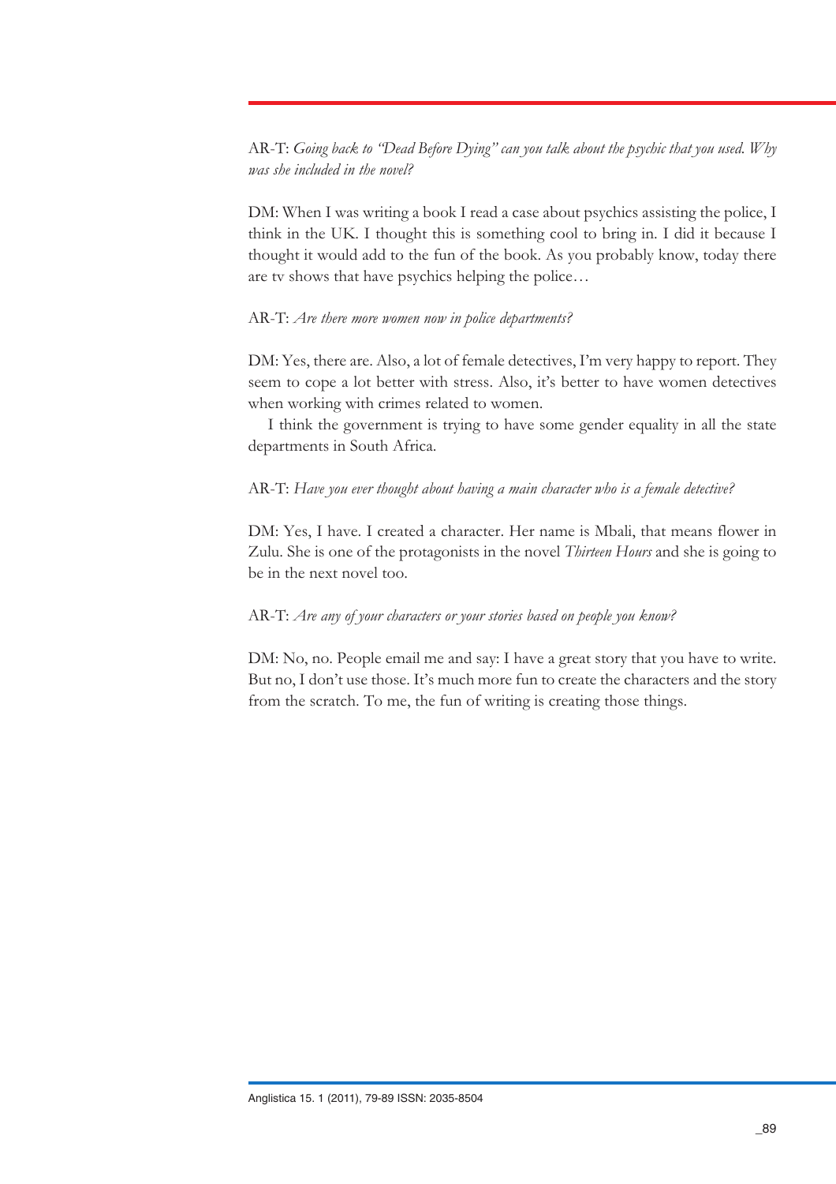AR-T: *Going back to "Dead Before Dying" can you talk about the psychic that you used. Why was she included in the novel?*

DM: When I was writing a book I read a case about psychics assisting the police, I think in the UK. I thought this is something cool to bring in. I did it because I thought it would add to the fun of the book. As you probably know, today there are tv shows that have psychics helping the police…

AR-T: *Are there more women now in police departments?*

DM: Yes, there are. Also, a lot of female detectives, I'm very happy to report. They seem to cope a lot better with stress. Also, it's better to have women detectives when working with crimes related to women.

I think the government is trying to have some gender equality in all the state departments in South Africa.

AR-T: *Have you ever thought about having a main character who is a female detective?*

DM: Yes, I have. I created a character. Her name is Mbali, that means flower in Zulu. She is one of the protagonists in the novel *Thirteen Hours* and she is going to be in the next novel too.

AR-T: *Are any of your characters or your stories based on people you know?*

DM: No, no. People email me and say: I have a great story that you have to write. But no, I don't use those. It's much more fun to create the characters and the story from the scratch. To me, the fun of writing is creating those things.